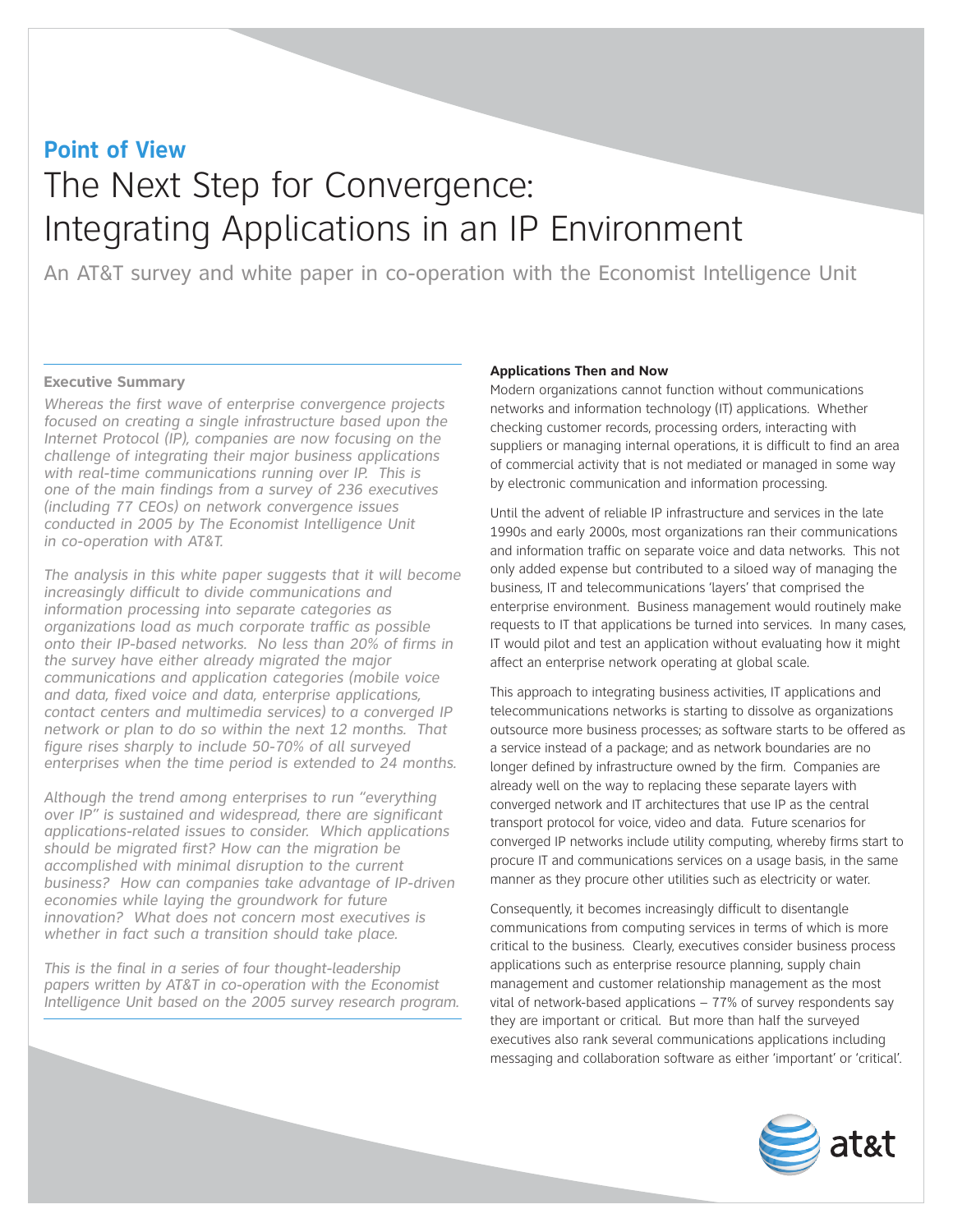**Point of View**

# The Next Step for Convergence: Integrating Applications in an IP Environment

An AT&T survey and white paper in co-operation with the Economist Intelligence Unit

## Executive Summary

*Whereas the first wave of enterprise convergence projects focused on creating a single infrastructure based upon the Internet Protocol (IP), companies are now focusing on the challenge of integrating their major business applications with real-time communications running over IP. This is one of the main findings from a survey of 236 executives (including 77 CEOs) on network convergence issues conducted in 2005 by The Economist Intelligence Unit in co-operation with AT&T.*

*The analysis in this white paper suggests that it will become increasingly difficult to divide communications and information processing into separate categories as organizations load as much corporate traffic as possible onto their IP-based networks. No less than 20% of firms in the survey have either already migrated the major communications and application categories (mobile voice and data, fixed voice and data, enterprise applications, contact centers and multimedia services) to a converged IP network or plan to do so within the next 12 months. That figure rises sharply to include 50-70% of all surveyed enterprises when the time period is extended to 24 months.*

*Although the trend among enterprises to run "everything over IP" is sustained and widespread, there are significant applications-related issues to consider. Which applications should be migrated first? How can the migration be accomplished with minimal disruption to the current business? How can companies take advantage of IP-driven economies while laying the groundwork for future innovation? What does not concern most executives is whether in fact such a transition should take place.*

*This is the final in a series of four thought-leadership papers written by AT&T in co-operation with the Economist Intelligence Unit based on the 2005 survey research program.*

## Applications Then and Now

Modern organizations cannot function without communications networks and information technology (IT) applications. Whether checking customer records, processing orders, interacting with suppliers or managing internal operations, it is difficult to find an area of commercial activity that is not mediated or managed in some way by electronic communication and information processing.

Until the advent of reliable IP infrastructure and services in the late 1990s and early 2000s, most organizations ran their communications and information traffic on separate voice and data networks. This not only added expense but contributed to a siloed way of managing the business, IT and telecommunications 'layers' that comprised the enterprise environment. Business management would routinely make requests to IT that applications be turned into services. In many cases, IT would pilot and test an application without evaluating how it might affect an enterprise network operating at global scale.

This approach to integrating business activities, IT applications and telecommunications networks is starting to dissolve as organizations outsource more business processes; as software starts to be offered as a service instead of a package; and as network boundaries are no longer defined by infrastructure owned by the firm. Companies are already well on the way to replacing these separate layers with converged network and IT architectures that use IP as the central transport protocol for voice, video and data. Future scenarios for converged IP networks include utility computing, whereby firms start to procure IT and communications services on a usage basis, in the same manner as they procure other utilities such as electricity or water.

Consequently, it becomes increasingly difficult to disentangle communications from computing services in terms of which is more critical to the business. Clearly, executives consider business process applications such as enterprise resource planning, supply chain management and customer relationship management as the most vital of network-based applications – 77% of survey respondents say they are important or critical. But more than half the surveyed executives also rank several communications applications including messaging and collaboration software as either 'important' or 'critical'.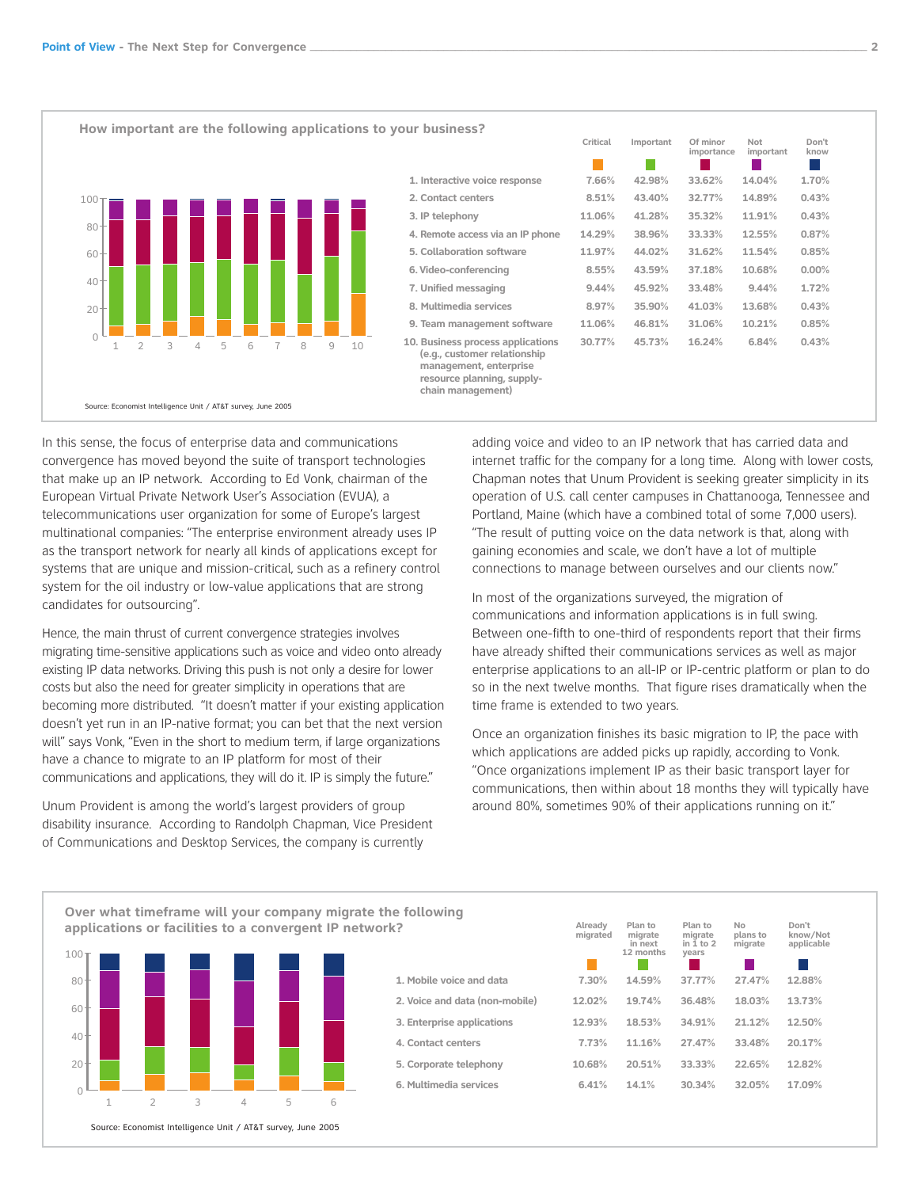**How important are the following applications to your business?**

| | Critical | Important | Of minor importance | Not important | Don't know |
|---|---|---|---|---|---|
| 1. Interactive voice response | 7.66% | 42.98% | 33.62% | 14.04% | 1.70% |
| 2. Contact centers | 8.51% | 43.40% | 32.77% | 14.89% | 0.43% |
| 3. IP telephony | 11.06% | 41.28% | 35.32% | 11.91% | 0.43% |
| 4. Remote access via an IP phone | 14.29% | 38.96% | 33.33% | 12.55% | 0.87% |
| 5. Collaboration software | 11.97% | 44.02% | 31.62% | 11.54% | 0.85% |
| 6. Video-conferencing | 8.55% | 43.59% | 37.18% | 10.68% | 0.00% |
| 7. Unified messaging | 9.44% | 45.92% | 33.48% | 9.44% | 1.72% |
| 8. Multimedia services | 8.97% | 35.90% | 41.03% | 13.68% | 0.43% |
| 9. Team management software | 11.06% | 46.81% | 31.06% | 10.21% | 0.85% |
| 10. Business process applications (e.g., customer relationship management, enterprise resource planning, supply-chain management) | 30.77% | 45.73% | 16.24% | 6.84% | 0.43% |

Source: Economist Intelligence Unit / AT&T survey, June 2005

In this sense, the focus of enterprise data and communications convergence has moved beyond the suite of transport technologies that make up an IP network. According to Ed Vonk, chairman of the European Virtual Private Network User's Association (EVUA), a telecommunications user organization for some of Europe's largest multinational companies: "The enterprise environment already uses IP as the transport network for nearly all kinds of applications except for systems that are unique and mission-critical, such as a refinery control system for the oil industry or low-value applications that are strong candidates for outsourcing".

Hence, the main thrust of current convergence strategies involves migrating time-sensitive applications such as voice and video onto already existing IP data networks. Driving this push is not only a desire for lower costs but also the need for greater simplicity in operations that are becoming more distributed. "It doesn't matter if your existing application doesn't yet run in an IP-native format; you can bet that the next version will" says Vonk, "Even in the short to medium term, if large organizations have a chance to migrate to an IP platform for most of their communications and applications, they will do it. IP is simply the future."

Unum Provident is among the world's largest providers of group disability insurance. According to Randolph Chapman, Vice President of Communications and Desktop Services, the company is currently adding voice and video to an IP network that has carried data and internet traffic for the company for a long time. Along with lower costs, Chapman notes that Unum Provident is seeking greater simplicity in its operation of U.S. call center campuses in Chattanooga, Tennessee and Portland, Maine (which have a combined total of some 7,000 users). "The result of putting voice on the data network is that, along with gaining economies and scale, we don't have a lot of multiple connections to manage between ourselves and our clients now."

In most of the organizations surveyed, the migration of communications and information applications is in full swing. Between one-fifth to one-third of respondents report that their firms have already shifted their communications services as well as major enterprise applications to an all-IP or IP-centric platform or plan to do so in the next twelve months. That figure rises dramatically when the time frame is extended to two years.

Once an organization finishes its basic migration to IP, the pace with which applications are added picks up rapidly, according to Vonk. "Once organizations implement IP as their basic transport layer for communications, then within about 18 months they will typically have around 80%, sometimes 90% of their applications running on it."

**Over what timeframe will your company migrate the following applications or facilities to a convergent IP network?**

| | Already migrated | Plan to migrate in next 12 months | Plan to migrate in 1 to 2 years | No plans to migrate | Don't know/Not applicable |
|---|---|---|---|---|---|
| 1. Mobile voice and data | 7.30% | 14.59% | 37.77% | 27.47% | 12.88% |
| 2. Voice and data (non-mobile) | 12.02% | 19.74% | 36.48% | 18.03% | 13.73% |
| 3. Enterprise applications | 12.93% | 18.53% | 34.91% | 21.12% | 12.50% |
| 4. Contact centers | 7.73% | 11.16% | 27.47% | 33.48% | 20.17% |
| 5. Corporate telephony | 10.68% | 20.51% | 33.33% | 22.65% | 12.82% |
| 6. Multimedia services | 6.41% | 14.1% | 30.34% | 32.05% | 17.09% |

Source: Economist Intelligence Unit / AT&T survey, June 2005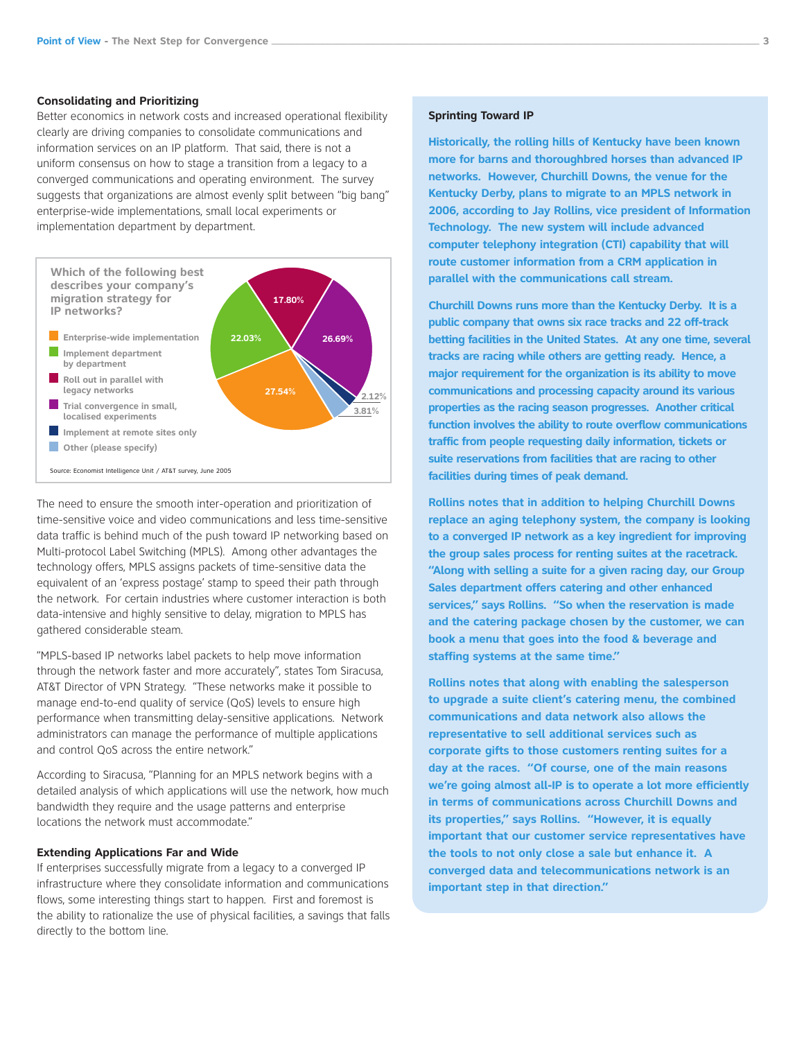### Consolidating and Prioritizing

Better economics in network costs and increased operational flexibility clearly are driving companies to consolidate communications and information services on an IP platform. That said, there is not a uniform consensus on how to stage a transition from a legacy to a converged communications and operating environment. The survey suggests that organizations are almost evenly split between "big bang" enterprise-wide implementations, small local experiments or implementation department by department.

**Which of the following best describes your company's migration strategy for IP networks?**

| Migration strategy | % |
|---|---|
| Enterprise-wide implementation | 27.54% |
| Implement department by department | 22.03% |
| Roll out in parallel with legacy networks | 17.80% |
| Trial convergence in small, localised experiments | 26.69% |
| Implement at remote sites only | 2.12% |
| Other (please specify) | 3.81% |

Source: Economist Intelligence Unit / AT&T survey, June 2005

The need to ensure the smooth inter-operation and prioritization of time-sensitive voice and video communications and less time-sensitive data traffic is behind much of the push toward IP networking based on Multi-protocol Label Switching (MPLS). Among other advantages the technology offers, MPLS assigns packets of time-sensitive data the equivalent of an 'express postage' stamp to speed their path through the network. For certain industries where customer interaction is both data-intensive and highly sensitive to delay, migration to MPLS has gathered considerable steam.

"MPLS-based IP networks label packets to help move information through the network faster and more accurately", states Tom Siracusa, AT&T Director of VPN Strategy. "These networks make it possible to manage end-to-end quality of service (QoS) levels to ensure high performance when transmitting delay-sensitive applications. Network administrators can manage the performance of multiple applications and control QoS across the entire network."

According to Siracusa, "Planning for an MPLS network begins with a detailed analysis of which applications will use the network, how much bandwidth they require and the usage patterns and enterprise locations the network must accommodate."

### Extending Applications Far and Wide

If enterprises successfully migrate from a legacy to a converged IP infrastructure where they consolidate information and communications flows, some interesting things start to happen. First and foremost is the ability to rationalize the use of physical facilities, a savings that falls directly to the bottom line.

### Sprinting Toward IP

**Historically, the rolling hills of Kentucky have been known more for barns and thoroughbred horses than advanced IP networks. However, Churchill Downs, the venue for the Kentucky Derby, plans to migrate to an MPLS network in 2006, according to Jay Rollins, vice president of Information Technology. The new system will include advanced computer telephony integration (CTI) capability that will route customer information from a CRM application in parallel with the communications call stream.**

**Churchill Downs runs more than the Kentucky Derby. It is a public company that owns six race tracks and 22 off-track betting facilities in the United States. At any one time, several tracks are racing while others are getting ready. Hence, a major requirement for the organization is its ability to move communications and processing capacity around its various properties as the racing season progresses. Another critical function involves the ability to route overflow communications traffic from people requesting daily information, tickets or suite reservations from facilities that are racing to other facilities during times of peak demand.**

**Rollins notes that in addition to helping Churchill Downs replace an aging telephony system, the company is looking to a converged IP network as a key ingredient for improving the group sales process for renting suites at the racetrack. "Along with selling a suite for a given racing day, our Group Sales department offers catering and other enhanced services," says Rollins. "So when the reservation is made and the catering package chosen by the customer, we can book a menu that goes into the food & beverage and staffing systems at the same time."**

**Rollins notes that along with enabling the salesperson to upgrade a suite client's catering menu, the combined communications and data network also allows the representative to sell additional services such as corporate gifts to those customers renting suites for a day at the races. "Of course, one of the main reasons we're going almost all-IP is to operate a lot more efficiently in terms of communications across Churchill Downs and its properties," says Rollins. "However, it is equally important that our customer service representatives have the tools to not only close a sale but enhance it. A converged data and telecommunications network is an important step in that direction."**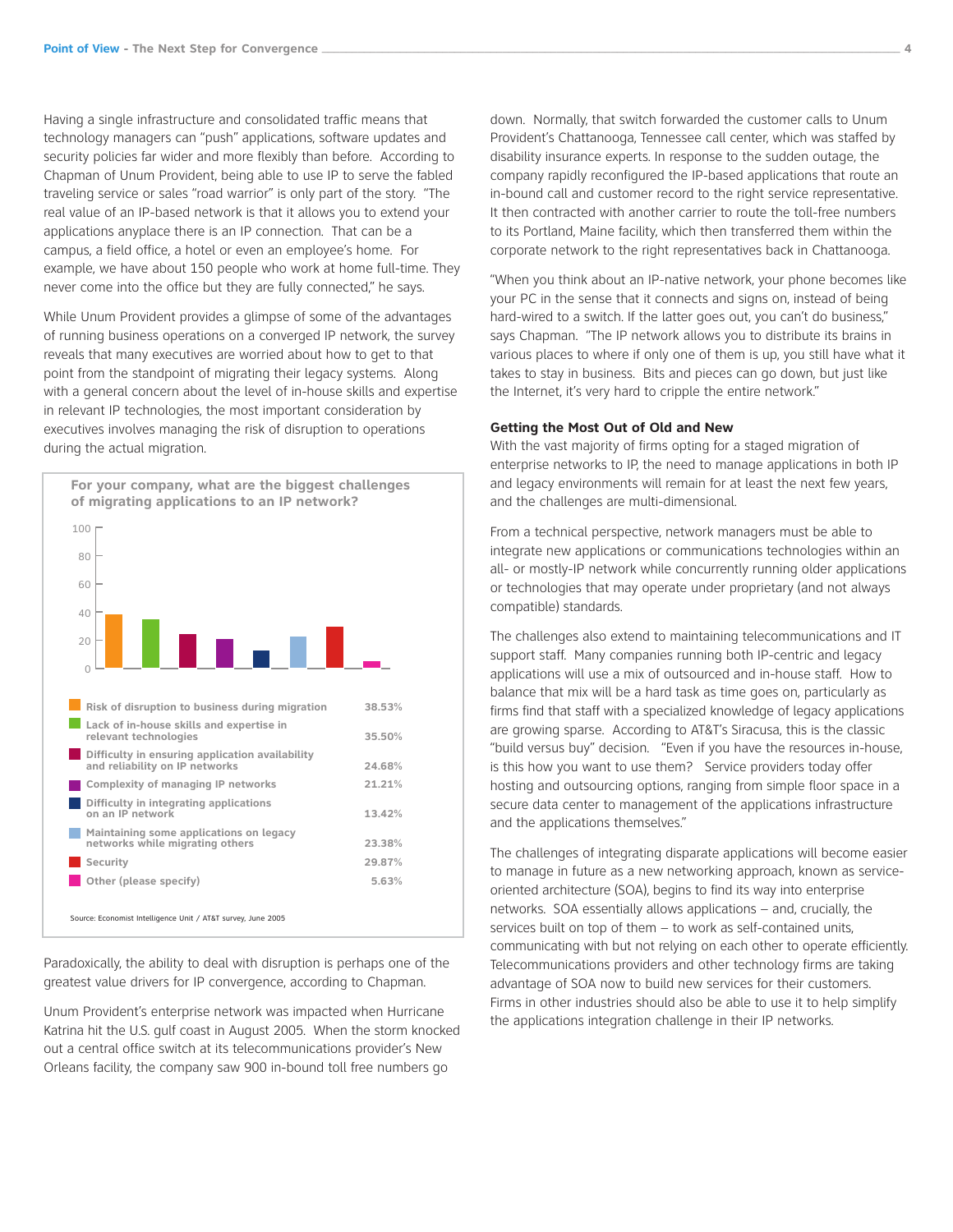Having a single infrastructure and consolidated traffic means that technology managers can "push" applications, software updates and security policies far wider and more flexibly than before. According to Chapman of Unum Provident, being able to use IP to serve the fabled traveling service or sales "road warrior" is only part of the story. "The real value of an IP-based network is that it allows you to extend your applications anyplace there is an IP connection. That can be a campus, a field office, a hotel or even an employee's home. For example, we have about 150 people who work at home full-time. They never come into the office but they are fully connected," he says.

While Unum Provident provides a glimpse of some of the advantages of running business operations on a converged IP network, the survey reveals that many executives are worried about how to get to that point from the standpoint of migrating their legacy systems. Along with a general concern about the level of in-house skills and expertise in relevant IP technologies, the most important consideration by executives involves managing the risk of disruption to operations during the actual migration.

**For your company, what are the biggest challenges of migrating applications to an IP network?**

| Challenge | Percentage |
| --- | --- |
| Risk of disruption to business during migration | 38.53% |
| Lack of in-house skills and expertise in relevant technologies | 35.50% |
| Difficulty in ensuring application availability and reliability on IP networks | 24.68% |
| Complexity of managing IP networks | 21.21% |
| Difficulty in integrating applications on an IP network | 13.42% |
| Maintaining some applications on legacy networks while migrating others | 23.38% |
| Security | 29.87% |
| Other (please specify) | 5.63% |

Source: Economist Intelligence Unit / AT&T survey, June 2005

Paradoxically, the ability to deal with disruption is perhaps one of the greatest value drivers for IP convergence, according to Chapman.

Unum Provident's enterprise network was impacted when Hurricane Katrina hit the U.S. gulf coast in August 2005. When the storm knocked out a central office switch at its telecommunications provider's New Orleans facility, the company saw 900 in-bound toll free numbers go down. Normally, that switch forwarded the customer calls to Unum Provident's Chattanooga, Tennessee call center, which was staffed by disability insurance experts. In response to the sudden outage, the company rapidly reconfigured the IP-based applications that route an in-bound call and customer record to the right service representative. It then contracted with another carrier to route the toll-free numbers to its Portland, Maine facility, which then transferred them within the corporate network to the right representatives back in Chattanooga.

"When you think about an IP-native network, your phone becomes like your PC in the sense that it connects and signs on, instead of being hard-wired to a switch. If the latter goes out, you can't do business," says Chapman. "The IP network allows you to distribute its brains in various places to where if only one of them is up, you still have what it takes to stay in business. Bits and pieces can go down, but just like the Internet, it's very hard to cripple the entire network."

**Getting the Most Out of Old and New**

With the vast majority of firms opting for a staged migration of enterprise networks to IP, the need to manage applications in both IP and legacy environments will remain for at least the next few years, and the challenges are multi-dimensional.

From a technical perspective, network managers must be able to integrate new applications or communications technologies within an all- or mostly-IP network while concurrently running older applications or technologies that may operate under proprietary (and not always compatible) standards.

The challenges also extend to maintaining telecommunications and IT support staff. Many companies running both IP-centric and legacy applications will use a mix of outsourced and in-house staff. How to balance that mix will be a hard task as time goes on, particularly as firms find that staff with a specialized knowledge of legacy applications are growing sparse. According to AT&T's Siracusa, this is the classic "build versus buy" decision. "Even if you have the resources in-house, is this how you want to use them? Service providers today offer hosting and outsourcing options, ranging from simple floor space in a secure data center to management of the applications infrastructure and the applications themselves."

The challenges of integrating disparate applications will become easier to manage in future as a new networking approach, known as service-oriented architecture (SOA), begins to find its way into enterprise networks. SOA essentially allows applications – and, crucially, the services built on top of them – to work as self-contained units, communicating with but not relying on each other to operate efficiently. Telecommunications providers and other technology firms are taking advantage of SOA now to build new services for their customers. Firms in other industries should also be able to use it to help simplify the applications integration challenge in their IP networks.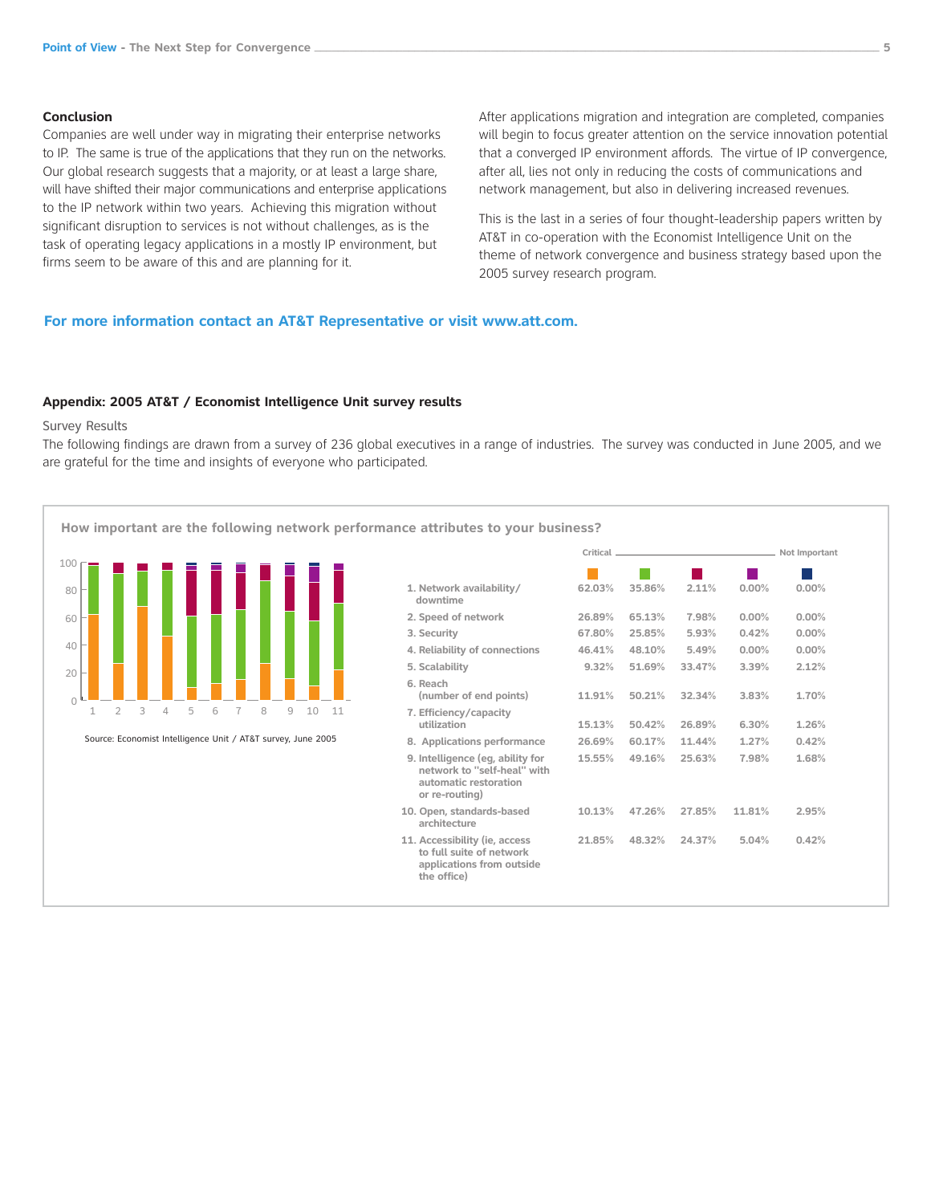## Conclusion

Companies are well under way in migrating their enterprise networks to IP. The same is true of the applications that they run on the networks. Our global research suggests that a majority, or at least a large share, will have shifted their major communications and enterprise applications to the IP network within two years. Achieving this migration without significant disruption to services is not without challenges, as is the task of operating legacy applications in a mostly IP environment, but firms seem to be aware of this and are planning for it.

After applications migration and integration are completed, companies will begin to focus greater attention on the service innovation potential that a converged IP environment affords. The virtue of IP convergence, after all, lies not only in reducing the costs of communications and network management, but also in delivering increased revenues.

This is the last in a series of four thought-leadership papers written by AT&T in co-operation with the Economist Intelligence Unit on the theme of network convergence and business strategy based upon the 2005 survey research program.

**For more information contact an AT&T Representative or visit www.att.com.**

## Appendix: 2005 AT&T / Economist Intelligence Unit survey results

Survey Results

The following findings are drawn from a survey of 236 global executives in a range of industries. The survey was conducted in June 2005, and we are grateful for the time and insights of everyone who participated.

**How important are the following network performance attributes to your business?**

Source: Economist Intelligence Unit / AT&T survey, June 2005

| | Critical | | | | Not Important |
|---|---|---|---|---|---|
| 1. Network availability/ downtime | 62.03% | 35.86% | 2.11% | 0.00% | 0.00% |
| 2. Speed of network | 26.89% | 65.13% | 7.98% | 0.00% | 0.00% |
| 3. Security | 67.80% | 25.85% | 5.93% | 0.42% | 0.00% |
| 4. Reliability of connections | 46.41% | 48.10% | 5.49% | 0.00% | 0.00% |
| 5. Scalability | 9.32% | 51.69% | 33.47% | 3.39% | 2.12% |
| 6. Reach (number of end points) | 11.91% | 50.21% | 32.34% | 3.83% | 1.70% |
| 7. Efficiency/capacity utilization | 15.13% | 50.42% | 26.89% | 6.30% | 1.26% |
| 8. Applications performance | 26.69% | 60.17% | 11.44% | 1.27% | 0.42% |
| 9. Intelligence (eg, ability for network to "self-heal" with automatic restoration or re-routing) | 15.55% | 49.16% | 25.63% | 7.98% | 1.68% |
| 10. Open, standards-based architecture | 10.13% | 47.26% | 27.85% | 11.81% | 2.95% |
| 11. Accessibility (ie, access to full suite of network applications from outside the office) | 21.85% | 48.32% | 24.37% | 5.04% | 0.42% |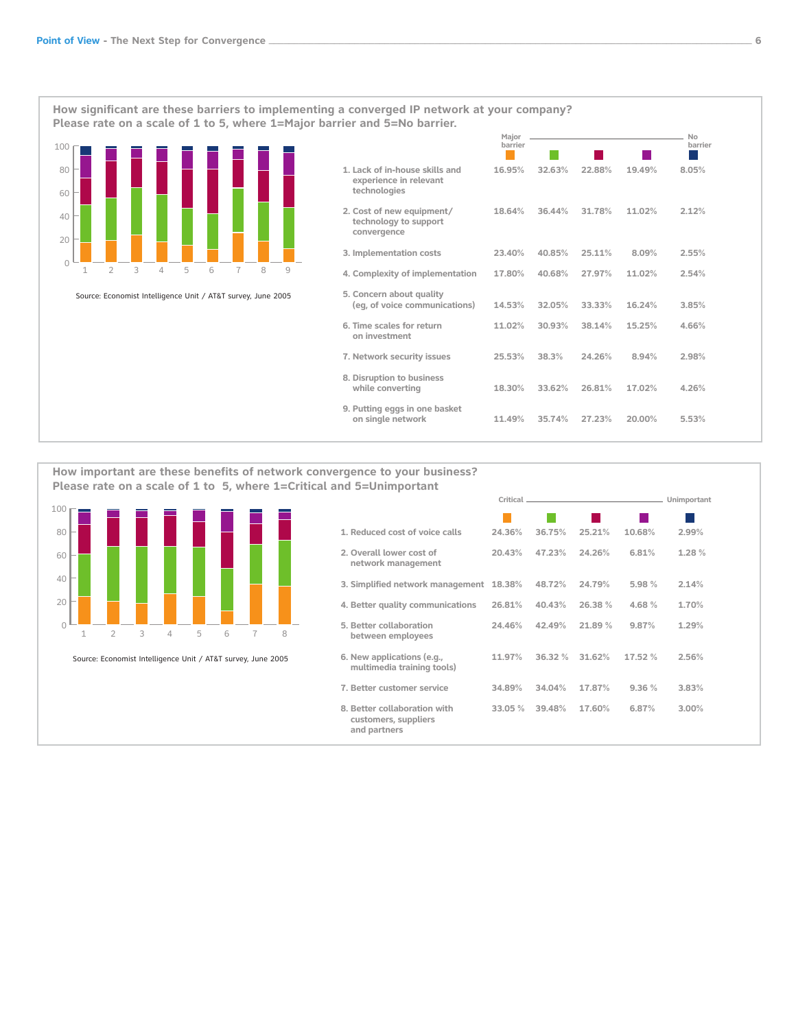**How significant are these barriers to implementing a converged IP network at your company? Please rate on a scale of 1 to 5, where 1=Major barrier and 5=No barrier.**

Source: Economist Intelligence Unit / AT&T survey, June 2005

| | Major barrier | | | | No barrier |
|---|---|---|---|---|---|
| 1. Lack of in-house skills and experience in relevant technologies | 16.95% | 32.63% | 22.88% | 19.49% | 8.05% |
| 2. Cost of new equipment/ technology to support convergence | 18.64% | 36.44% | 31.78% | 11.02% | 2.12% |
| 3. Implementation costs | 23.40% | 40.85% | 25.11% | 8.09% | 2.55% |
| 4. Complexity of implementation | 17.80% | 40.68% | 27.97% | 11.02% | 2.54% |
| 5. Concern about quality (eg, of voice communications) | 14.53% | 32.05% | 33.33% | 16.24% | 3.85% |
| 6. Time scales for return on investment | 11.02% | 30.93% | 38.14% | 15.25% | 4.66% |
| 7. Network security issues | 25.53% | 38.3% | 24.26% | 8.94% | 2.98% |
| 8. Disruption to business while converting | 18.30% | 33.62% | 26.81% | 17.02% | 4.26% |
| 9. Putting eggs in one basket on single network | 11.49% | 35.74% | 27.23% | 20.00% | 5.53% |

**How important are these benefits of network convergence to your business? Please rate on a scale of 1 to 5, where 1=Critical and 5=Unimportant**

Source: Economist Intelligence Unit / AT&T survey, June 2005

| | Critical | | | | Unimportant |
|---|---|---|---|---|---|
| 1. Reduced cost of voice calls | 24.36% | 36.75% | 25.21% | 10.68% | 2.99% |
| 2. Overall lower cost of network management | 20.43% | 47.23% | 24.26% | 6.81% | 1.28 % |
| 3. Simplified network management | 18.38% | 48.72% | 24.79% | 5.98 % | 2.14% |
| 4. Better quality communications | 26.81% | 40.43% | 26.38 % | 4.68 % | 1.70% |
| 5. Better collaboration between employees | 24.46% | 42.49% | 21.89 % | 9.87% | 1.29% |
| 6. New applications (e.g., multimedia training tools) | 11.97% | 36.32 % | 31.62% | 17.52 % | 2.56% |
| 7. Better customer service | 34.89% | 34.04% | 17.87% | 9.36 % | 3.83% |
| 8. Better collaboration with customers, suppliers and partners | 33.05 % | 39.48% | 17.60% | 6.87% | 3.00% |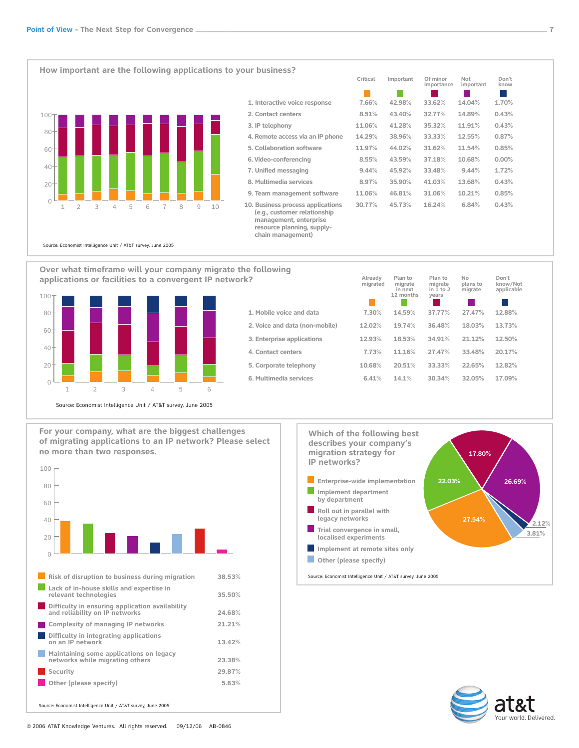## How important are the following applications to your business?

100
80
60
40
20
0
1 2 3 4 5 6 7 8 9 10

| | Critical | Important | Of minor importance | Not important | Don't know |
|---|---|---|---|---|---|
| 1. Interactive voice response | 7.66% | 42.98% | 33.62% | 14.04% | 1.70% |
| 2. Contact centers | 8.51% | 43.40% | 32.77% | 14.89% | 0.43% |
| 3. IP telephony | 11.06% | 41.28% | 35.32% | 11.91% | 0.43% |
| 4. Remote access via an IP phone | 14.29% | 38.96% | 33.33% | 12.55% | 0.87% |
| 5. Collaboration software | 11.97% | 44.02% | 31.62% | 11.54% | 0.85% |
| 6. Video-conferencing | 8.55% | 43.59% | 37.18% | 10.68% | 0.00% |
| 7. Unified messaging | 9.44% | 45.92% | 33.48% | 9.44% | 1.72% |
| 8. Multimedia services | 8.97% | 35.90% | 41.03% | 13.68% | 0.43% |
| 9. Team management software | 11.06% | 46.81% | 31.06% | 10.21% | 0.85% |
| 10. Business process applications (e.g., customer relationship management, enterprise resource planning, supply-chain management) | 30.77% | 45.73% | 16.24% | 6.84% | 0.43% |

Source: Economist Intelligence Unit / AT&T survey, June 2005

## Over what timeframe will your company migrate the following applications or facilities to a convergent IP network?

100
80
60
40
20
0
1 2 3 4 5 6

| | Already migrated | Plan to migrate in next 12 months | Plan to migrate in 1 to 2 years | No plans to migrate | Don't know/Not applicable |
|---|---|---|---|---|---|
| 1. Mobile voice and data | 7.30% | 14.59% | 37.77% | 27.47% | 12.88% |
| 2. Voice and data (non-mobile) | 12.02% | 19.74% | 36.48% | 18.03% | 13.73% |
| 3. Enterprise applications | 12.93% | 18.53% | 34.91% | 21.12% | 12.50% |
| 4. Contact centers | 7.73% | 11.16% | 27.47% | 33.48% | 20.17% |
| 5. Corporate telephony | 10.68% | 20.51% | 33.33% | 22.65% | 12.82% |
| 6. Multimedia services | 6.41% | 14.1% | 30.34% | 32.05% | 17.09% |

Source: Economist Intelligence Unit / AT&T survey, June 2005

## For your company, what are the biggest challenges of migrating applications to an IP network? Please select no more than two responses.

100
80
60
40
20
0

| | |
|---|---|
| Risk of disruption to business during migration | 38.53% |
| Lack of in-house skills and expertise in relevant technologies | 35.50% |
| Difficulty in ensuring application availability and reliability on IP networks | 24.68% |
| Complexity of managing IP networks | 21.21% |
| Difficulty in integrating applications on an IP network | 13.42% |
| Maintaining some applications on legacy networks while migrating others | 23.38% |
| Security | 29.87% |
| Other (please specify) | 5.63% |

Source: Economist Intelligence Unit / AT&T survey, June 2005

## Which of the following best describes your company's migration strategy for IP networks?

- Enterprise-wide implementation
- Implement department by department
- Roll out in parallel with legacy networks
- Trial convergence in small, localised experiments
- Implement at remote sites only
- Other (please specify)

27.54%
22.03%
17.80%
26.69%
2.12%
3.81%

Source: Economist Intelligence Unit / AT&T survey, June 2005

© 2006 AT&T Knowledge Ventures. All rights reserved. 09/12/06 AB-0846

at&t Your world. Delivered.